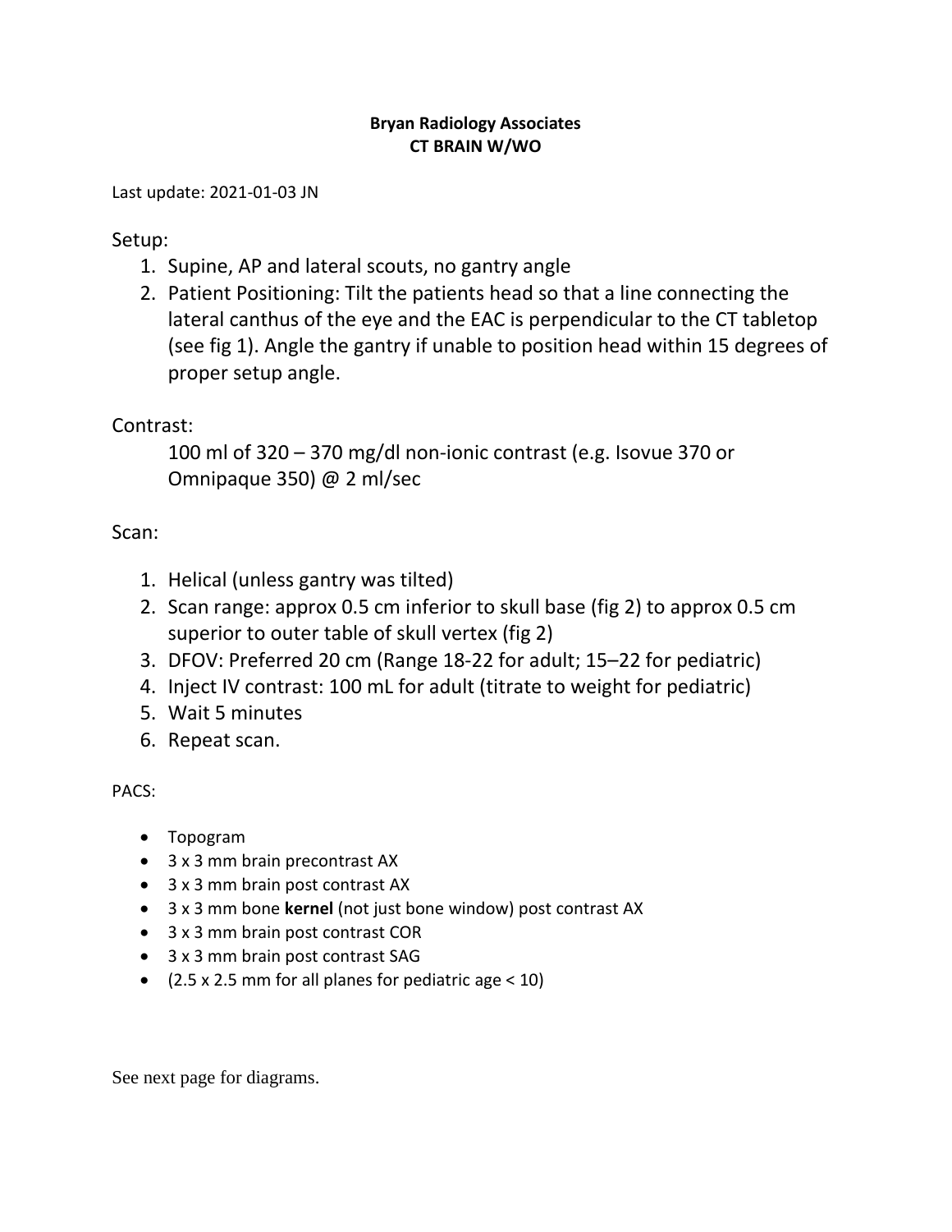**Bryan Radiology Associates**
**CT BRAIN W/WO**

Last update: 2021-01-03 JN

Setup:

1. Supine, AP and lateral scouts, no gantry angle
2. Patient Positioning: Tilt the patients head so that a line connecting the lateral canthus of the eye and the EAC is perpendicular to the CT tabletop (see fig 1). Angle the gantry if unable to position head within 15 degrees of proper setup angle.

Contrast:

100 ml of 320 – 370 mg/dl non-ionic contrast (e.g. Isovue 370 or Omnipaque 350) @ 2 ml/sec

Scan:

1. Helical (unless gantry was tilted)
2. Scan range: approx 0.5 cm inferior to skull base (fig 2) to approx 0.5 cm superior to outer table of skull vertex (fig 2)
3. DFOV: Preferred 20 cm (Range 18-22 for adult; 15–22 for pediatric)
4. Inject IV contrast: 100 mL for adult (titrate to weight for pediatric)
5. Wait 5 minutes
6. Repeat scan.

PACS:

- Topogram
- 3 x 3 mm brain precontrast AX
- 3 x 3 mm brain post contrast AX
- 3 x 3 mm bone **kernel** (not just bone window) post contrast AX
- 3 x 3 mm brain post contrast COR
- 3 x 3 mm brain post contrast SAG
- (2.5 x 2.5 mm for all planes for pediatric age < 10)

See next page for diagrams.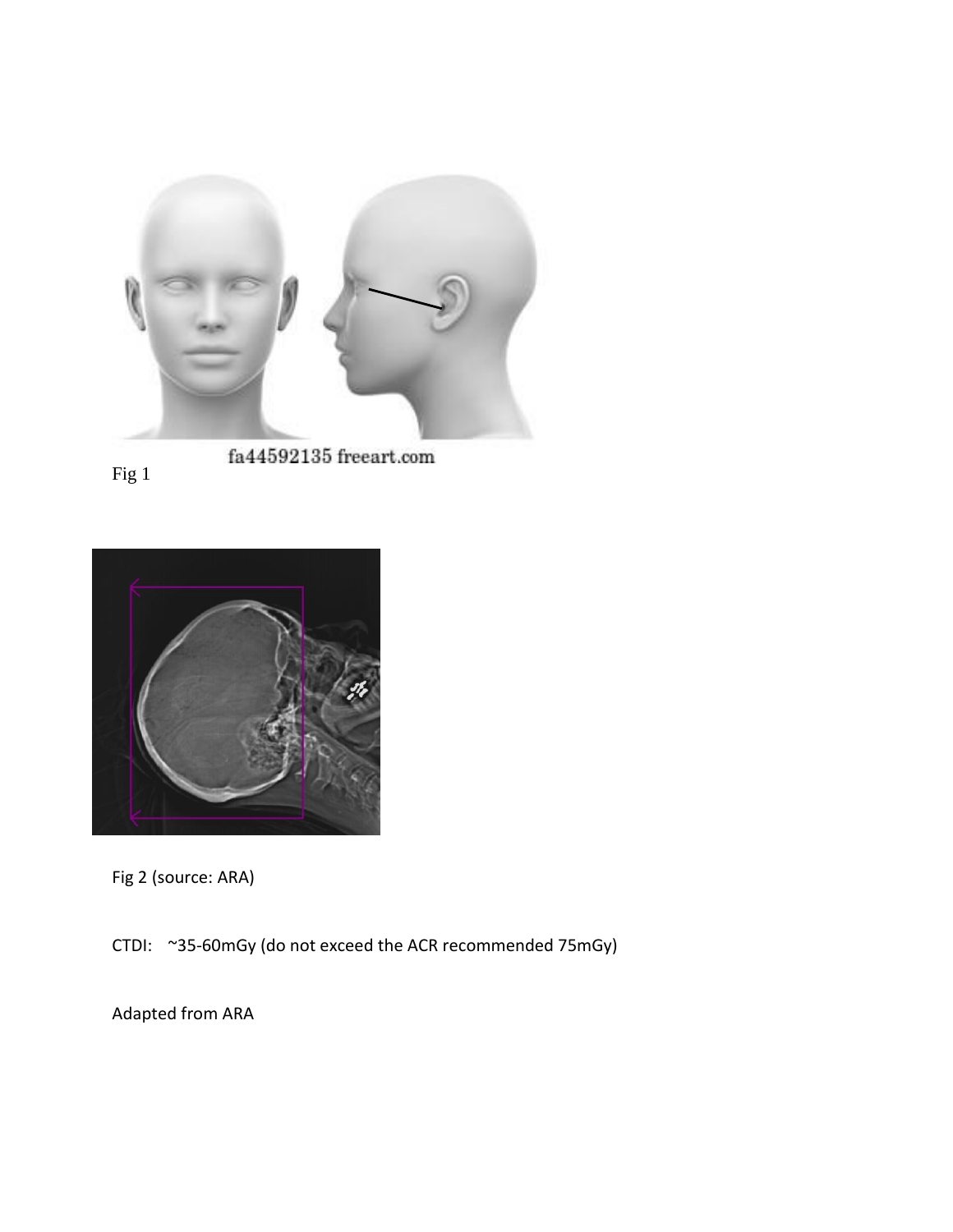fa44592135 freeart.com

Fig 1

Fig 2 (source: ARA)

CTDI: ~35-60mGy (do not exceed the ACR recommended 75mGy)

Adapted from ARA